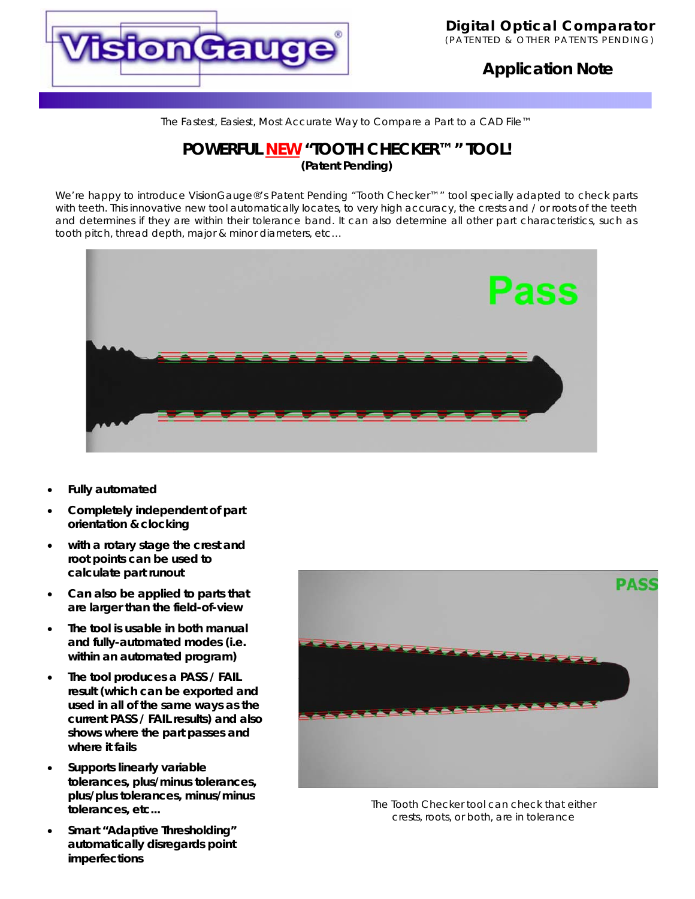**Digital Optical Comparator**
(PATENTED & OTHER PATENTS PENDING)

**Application Note**

The Fastest, Easiest, Most Accurate Way to Compare a Part to a CAD File™

# POWERFUL NEW "TOOTH CHECKER™" TOOL!

**(Patent Pending)**

We're happy to introduce VisionGauge®'s Patent Pending "Tooth Checker™" tool specially adapted to check parts with teeth. This innovative new tool automatically locates, to very high accuracy, the crests and / or roots of the teeth and determines if they are within their tolerance band. It can also determine all other part characteristics, such as tooth pitch, thread depth, major & minor diameters, etc…

- **Fully automated**
- **Completely independent of part orientation & clocking**
- **with a rotary stage the crest and root points can be used to calculate part runout**
- **Can also be applied to parts that are larger than the field-of-view**
- **The tool is usable in both manual and fully-automated modes (i.e. within an automated program)**
- **The tool produces a PASS / FAIL result (which can be exported and used in all of the same ways as the current PASS / FAIL results) and also shows where the part passes and where it fails**
- **Supports linearly variable tolerances, plus/minus tolerances, plus/plus tolerances, minus/minus tolerances, etc...**
- **Smart "Adaptive Thresholding" automatically disregards point imperfections**

The Tooth Checker tool can check that either crests, roots, or both, are in tolerance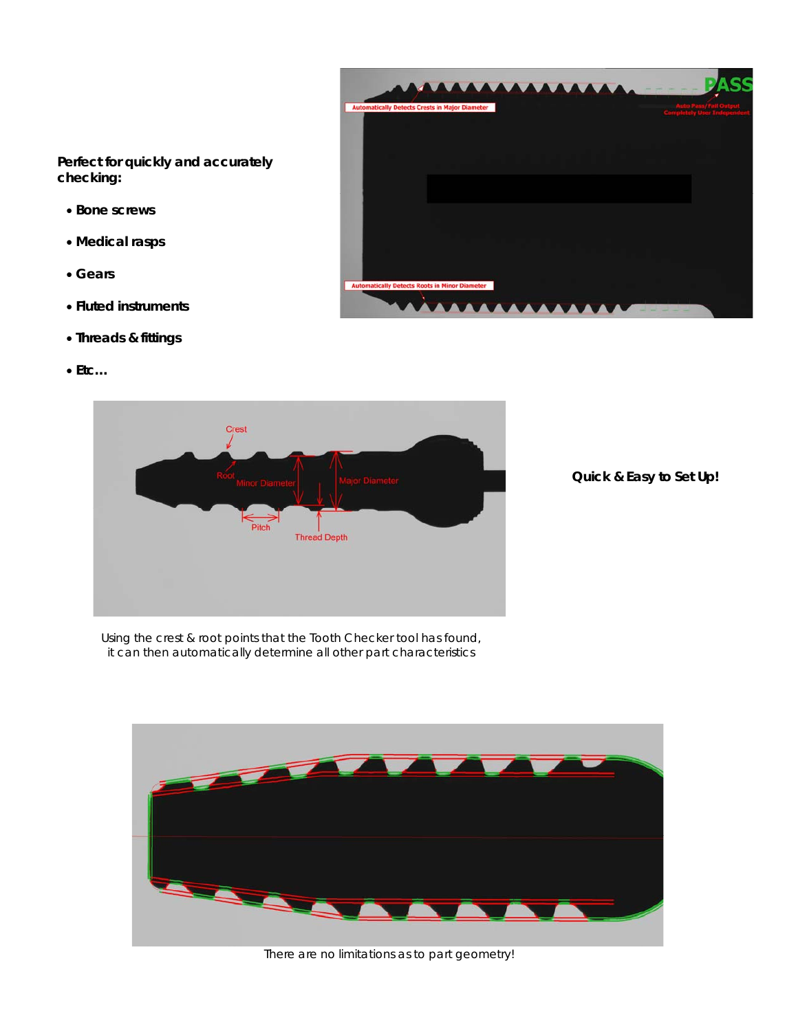**Perfect for quickly and accurately checking:**

- **Bone screws**
- **Medical rasps**
- **Gears**
- **Fluted instruments**
- **Threads & fittings**
- **Etc…**

**Quick & Easy to Set Up!**

Using the crest & root points that the Tooth Checker tool has found, it can then automatically determine all other part characteristics

There are no limitations as to part geometry!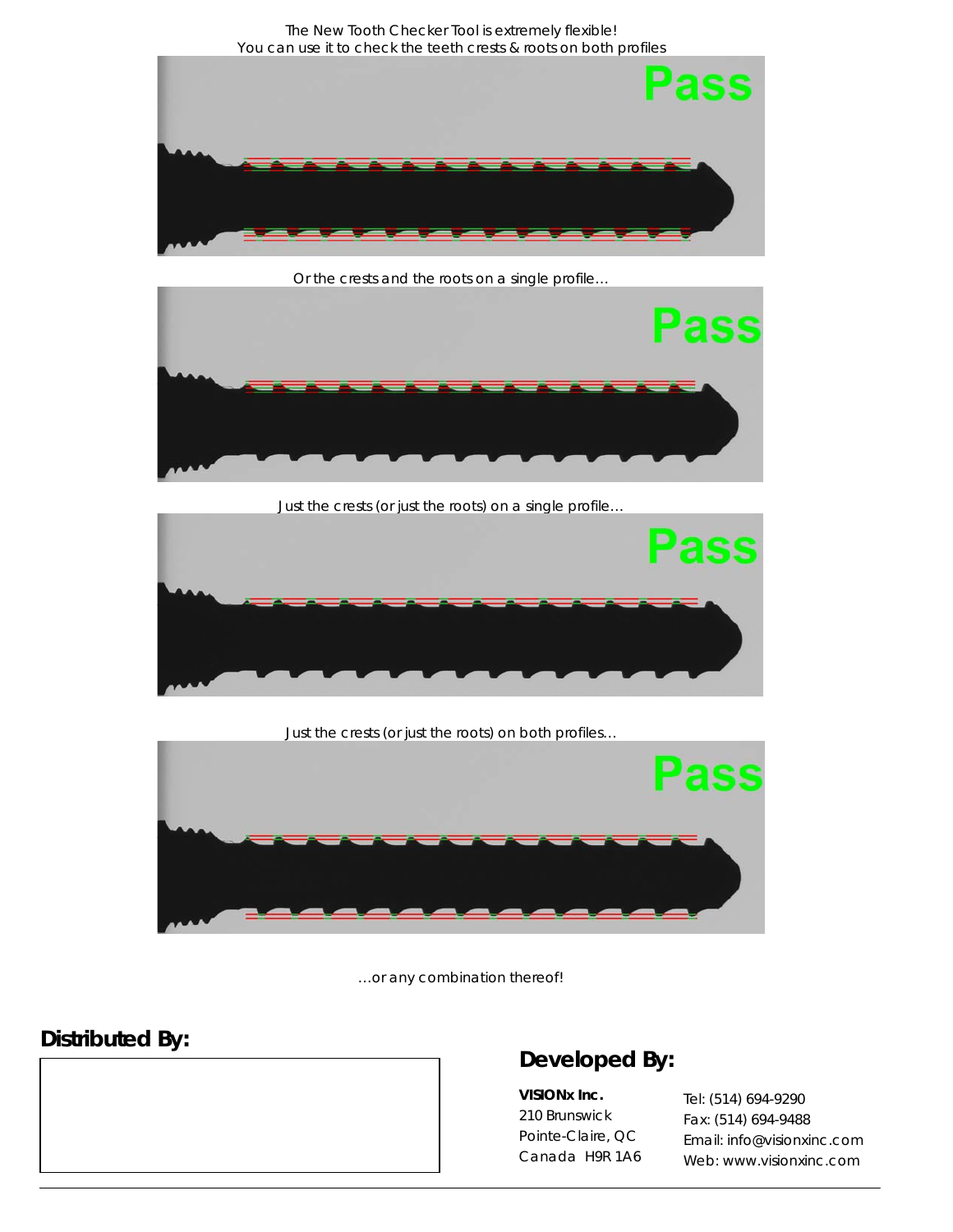The New Tooth Checker Tool is extremely flexible!
You can use it to check the teeth crests & roots on both profiles

Pass

Or the crests and the roots on a single profile…

Pass

Just the crests (or just the roots) on a single profile…

Pass

Just the crests (or just the roots) on both profiles…

Pass

…or any combination thereof!

## Distributed By:

## Developed By:

**VISIONx Inc.**
210 Brunswick
Pointe-Claire, QC
Canada H9R 1A6

Tel: (514) 694-9290
Fax: (514) 694-9488
Email: info@visionxinc.com
Web: www.visionxinc.com